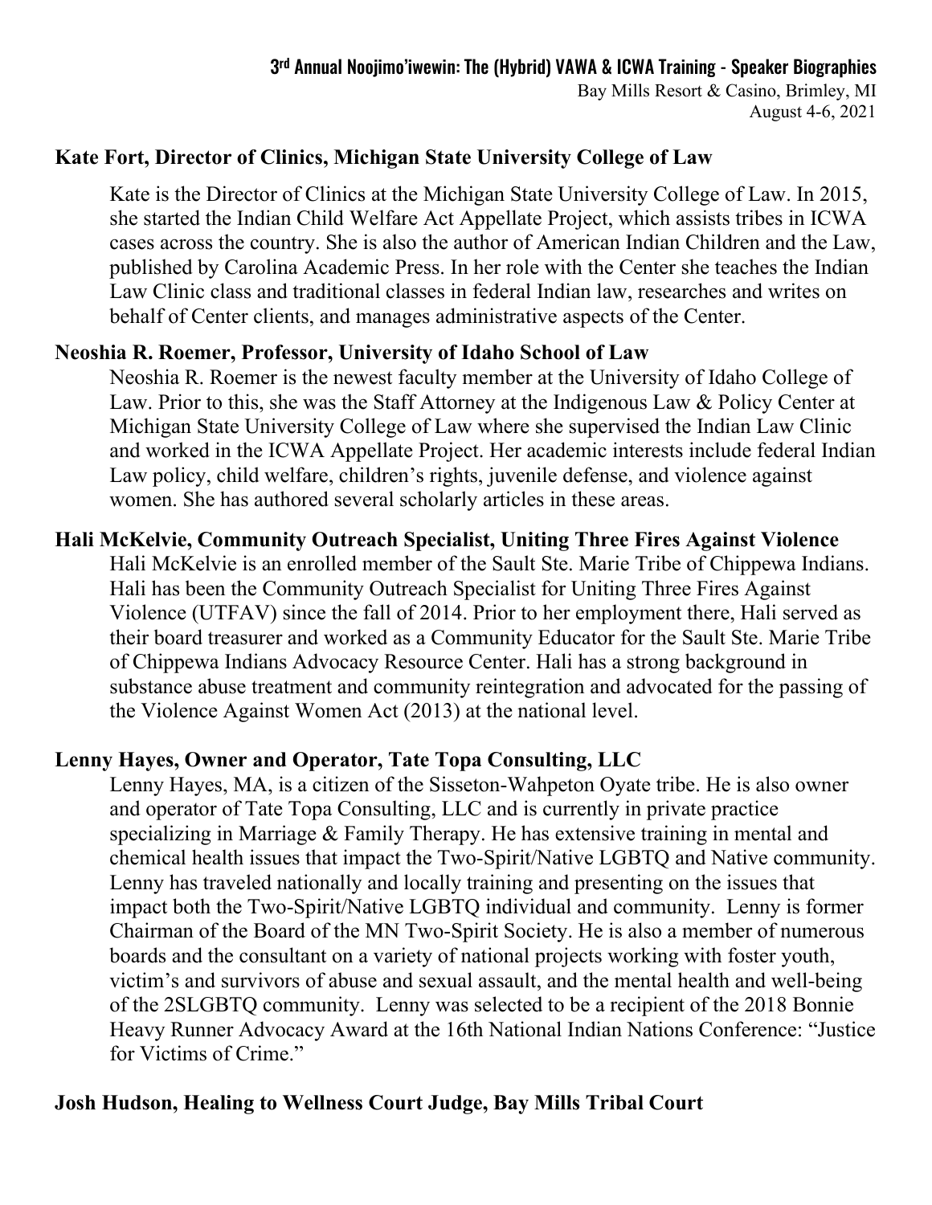## 3rd Annual Noojimo'iwewin: The (Hybrid) VAWA & ICWA Training - Speaker Biographies

Bay Mills Resort & Casino, Brimley, MI
August 4-6, 2021

**Kate Fort, Director of Clinics, Michigan State University College of Law**

Kate is the Director of Clinics at the Michigan State University College of Law. In 2015, she started the Indian Child Welfare Act Appellate Project, which assists tribes in ICWA cases across the country. She is also the author of American Indian Children and the Law, published by Carolina Academic Press. In her role with the Center she teaches the Indian Law Clinic class and traditional classes in federal Indian law, researches and writes on behalf of Center clients, and manages administrative aspects of the Center.

**Neoshia R. Roemer, Professor, University of Idaho School of Law**

Neoshia R. Roemer is the newest faculty member at the University of Idaho College of Law. Prior to this, she was the Staff Attorney at the Indigenous Law & Policy Center at Michigan State University College of Law where she supervised the Indian Law Clinic and worked in the ICWA Appellate Project. Her academic interests include federal Indian Law policy, child welfare, children's rights, juvenile defense, and violence against women. She has authored several scholarly articles in these areas.

**Hali McKelvie, Community Outreach Specialist, Uniting Three Fires Against Violence**

Hali McKelvie is an enrolled member of the Sault Ste. Marie Tribe of Chippewa Indians. Hali has been the Community Outreach Specialist for Uniting Three Fires Against Violence (UTFAV) since the fall of 2014. Prior to her employment there, Hali served as their board treasurer and worked as a Community Educator for the Sault Ste. Marie Tribe of Chippewa Indians Advocacy Resource Center. Hali has a strong background in substance abuse treatment and community reintegration and advocated for the passing of the Violence Against Women Act (2013) at the national level.

**Lenny Hayes, Owner and Operator, Tate Topa Consulting, LLC**

Lenny Hayes, MA, is a citizen of the Sisseton-Wahpeton Oyate tribe. He is also owner and operator of Tate Topa Consulting, LLC and is currently in private practice specializing in Marriage & Family Therapy. He has extensive training in mental and chemical health issues that impact the Two-Spirit/Native LGBTQ and Native community. Lenny has traveled nationally and locally training and presenting on the issues that impact both the Two-Spirit/Native LGBTQ individual and community. Lenny is former Chairman of the Board of the MN Two-Spirit Society. He is also a member of numerous boards and the consultant on a variety of national projects working with foster youth, victim's and survivors of abuse and sexual assault, and the mental health and well-being of the 2SLGBTQ community. Lenny was selected to be a recipient of the 2018 Bonnie Heavy Runner Advocacy Award at the 16th National Indian Nations Conference: "Justice for Victims of Crime."

**Josh Hudson, Healing to Wellness Court Judge, Bay Mills Tribal Court**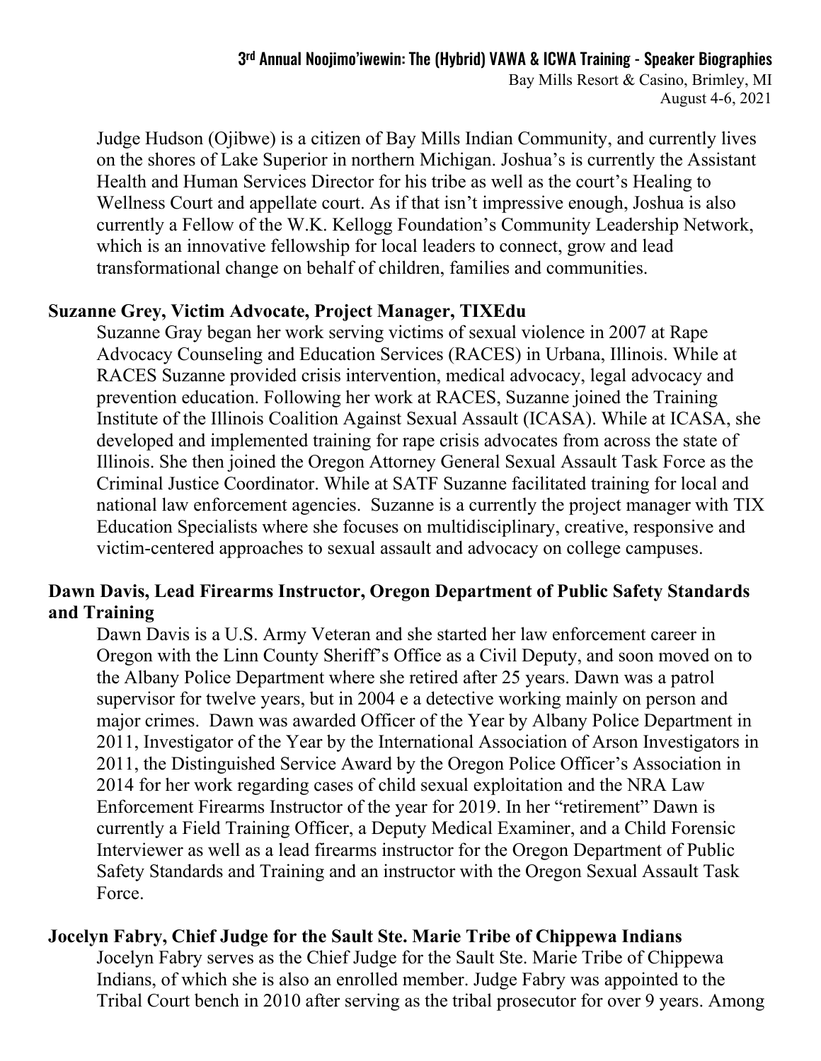Judge Hudson (Ojibwe) is a citizen of Bay Mills Indian Community, and currently lives on the shores of Lake Superior in northern Michigan. Joshua's is currently the Assistant Health and Human Services Director for his tribe as well as the court's Healing to Wellness Court and appellate court. As if that isn't impressive enough, Joshua is also currently a Fellow of the W.K. Kellogg Foundation's Community Leadership Network, which is an innovative fellowship for local leaders to connect, grow and lead transformational change on behalf of children, families and communities.

**Suzanne Grey, Victim Advocate, Project Manager, TIXEdu**

Suzanne Gray began her work serving victims of sexual violence in 2007 at Rape Advocacy Counseling and Education Services (RACES) in Urbana, Illinois. While at RACES Suzanne provided crisis intervention, medical advocacy, legal advocacy and prevention education. Following her work at RACES, Suzanne joined the Training Institute of the Illinois Coalition Against Sexual Assault (ICASA). While at ICASA, she developed and implemented training for rape crisis advocates from across the state of Illinois. She then joined the Oregon Attorney General Sexual Assault Task Force as the Criminal Justice Coordinator. While at SATF Suzanne facilitated training for local and national law enforcement agencies. Suzanne is a currently the project manager with TIX Education Specialists where she focuses on multidisciplinary, creative, responsive and victim-centered approaches to sexual assault and advocacy on college campuses.

**Dawn Davis, Lead Firearms Instructor, Oregon Department of Public Safety Standards and Training**

Dawn Davis is a U.S. Army Veteran and she started her law enforcement career in Oregon with the Linn County Sheriff's Office as a Civil Deputy, and soon moved on to the Albany Police Department where she retired after 25 years. Dawn was a patrol supervisor for twelve years, but in 2004 e a detective working mainly on person and major crimes. Dawn was awarded Officer of the Year by Albany Police Department in 2011, Investigator of the Year by the International Association of Arson Investigators in 2011, the Distinguished Service Award by the Oregon Police Officer's Association in 2014 for her work regarding cases of child sexual exploitation and the NRA Law Enforcement Firearms Instructor of the year for 2019. In her "retirement" Dawn is currently a Field Training Officer, a Deputy Medical Examiner, and a Child Forensic Interviewer as well as a lead firearms instructor for the Oregon Department of Public Safety Standards and Training and an instructor with the Oregon Sexual Assault Task Force.

**Jocelyn Fabry, Chief Judge for the Sault Ste. Marie Tribe of Chippewa Indians**

Jocelyn Fabry serves as the Chief Judge for the Sault Ste. Marie Tribe of Chippewa Indians, of which she is also an enrolled member. Judge Fabry was appointed to the Tribal Court bench in 2010 after serving as the tribal prosecutor for over 9 years. Among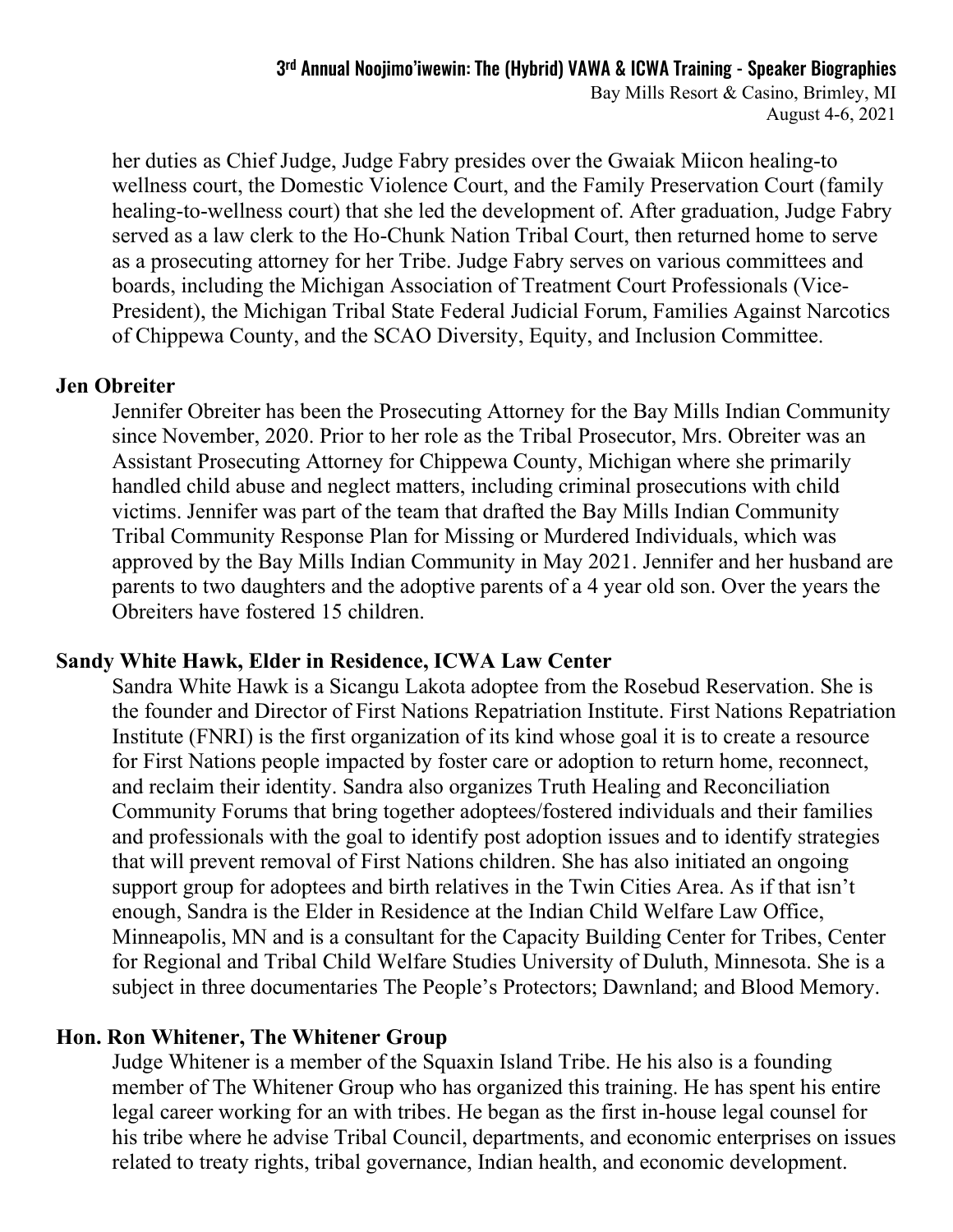her duties as Chief Judge, Judge Fabry presides over the Gwaiak Miicon healing-to wellness court, the Domestic Violence Court, and the Family Preservation Court (family healing-to-wellness court) that she led the development of. After graduation, Judge Fabry served as a law clerk to the Ho-Chunk Nation Tribal Court, then returned home to serve as a prosecuting attorney for her Tribe. Judge Fabry serves on various committees and boards, including the Michigan Association of Treatment Court Professionals (Vice-President), the Michigan Tribal State Federal Judicial Forum, Families Against Narcotics of Chippewa County, and the SCAO Diversity, Equity, and Inclusion Committee.

**Jen Obreiter**

Jennifer Obreiter has been the Prosecuting Attorney for the Bay Mills Indian Community since November, 2020. Prior to her role as the Tribal Prosecutor, Mrs. Obreiter was an Assistant Prosecuting Attorney for Chippewa County, Michigan where she primarily handled child abuse and neglect matters, including criminal prosecutions with child victims. Jennifer was part of the team that drafted the Bay Mills Indian Community Tribal Community Response Plan for Missing or Murdered Individuals, which was approved by the Bay Mills Indian Community in May 2021. Jennifer and her husband are parents to two daughters and the adoptive parents of a 4 year old son. Over the years the Obreiters have fostered 15 children.

**Sandy White Hawk, Elder in Residence, ICWA Law Center**

Sandra White Hawk is a Sicangu Lakota adoptee from the Rosebud Reservation. She is the founder and Director of First Nations Repatriation Institute. First Nations Repatriation Institute (FNRI) is the first organization of its kind whose goal it is to create a resource for First Nations people impacted by foster care or adoption to return home, reconnect, and reclaim their identity. Sandra also organizes Truth Healing and Reconciliation Community Forums that bring together adoptees/fostered individuals and their families and professionals with the goal to identify post adoption issues and to identify strategies that will prevent removal of First Nations children. She has also initiated an ongoing support group for adoptees and birth relatives in the Twin Cities Area. As if that isn't enough, Sandra is the Elder in Residence at the Indian Child Welfare Law Office, Minneapolis, MN and is a consultant for the Capacity Building Center for Tribes, Center for Regional and Tribal Child Welfare Studies University of Duluth, Minnesota. She is a subject in three documentaries The People's Protectors; Dawnland; and Blood Memory.

**Hon. Ron Whitener, The Whitener Group**

Judge Whitener is a member of the Squaxin Island Tribe. He his also is a founding member of The Whitener Group who has organized this training. He has spent his entire legal career working for an with tribes. He began as the first in-house legal counsel for his tribe where he advise Tribal Council, departments, and economic enterprises on issues related to treaty rights, tribal governance, Indian health, and economic development.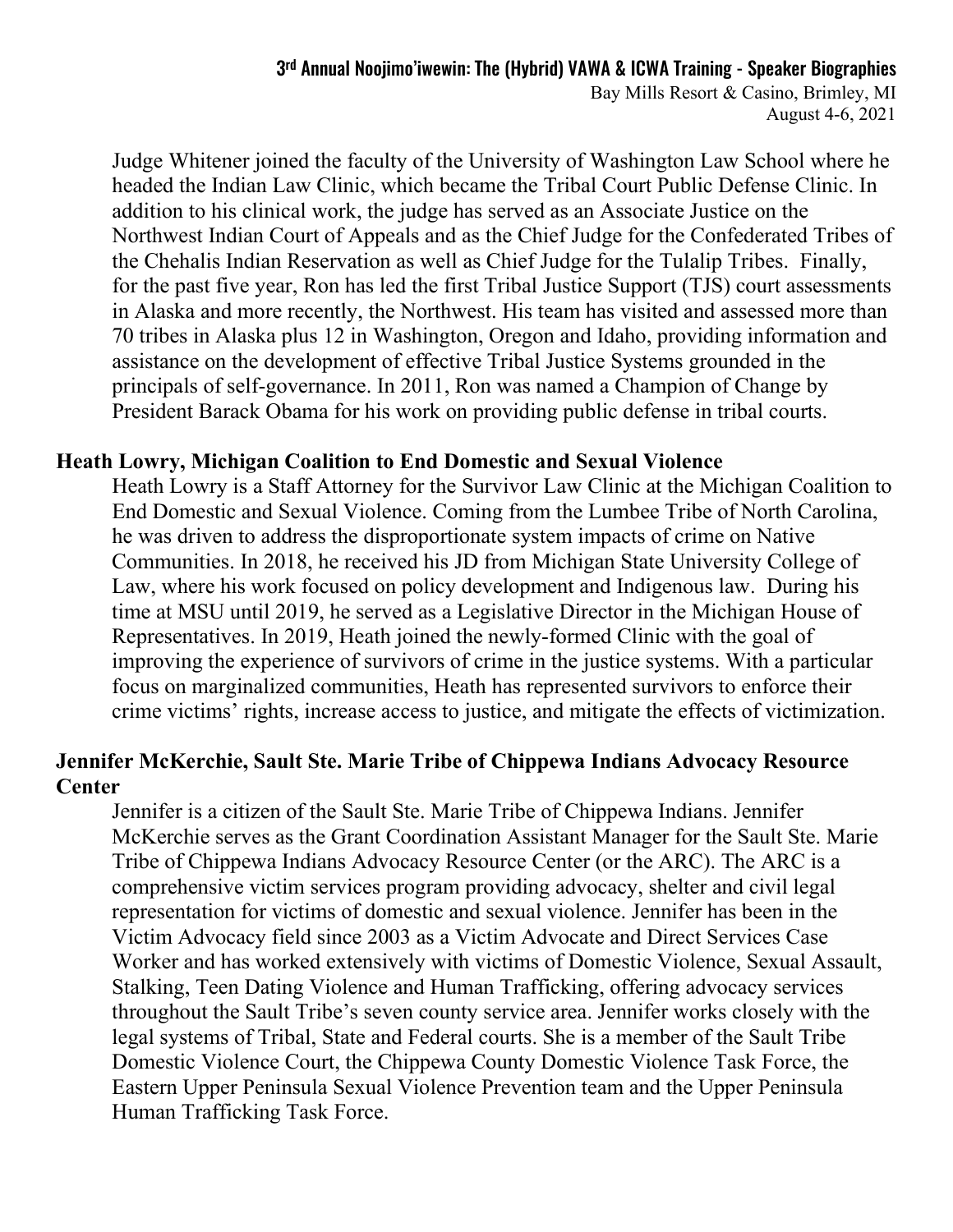Judge Whitener joined the faculty of the University of Washington Law School where he headed the Indian Law Clinic, which became the Tribal Court Public Defense Clinic. In addition to his clinical work, the judge has served as an Associate Justice on the Northwest Indian Court of Appeals and as the Chief Judge for the Confederated Tribes of the Chehalis Indian Reservation as well as Chief Judge for the Tulalip Tribes. Finally, for the past five year, Ron has led the first Tribal Justice Support (TJS) court assessments in Alaska and more recently, the Northwest. His team has visited and assessed more than 70 tribes in Alaska plus 12 in Washington, Oregon and Idaho, providing information and assistance on the development of effective Tribal Justice Systems grounded in the principals of self-governance. In 2011, Ron was named a Champion of Change by President Barack Obama for his work on providing public defense in tribal courts.

**Heath Lowry, Michigan Coalition to End Domestic and Sexual Violence**

Heath Lowry is a Staff Attorney for the Survivor Law Clinic at the Michigan Coalition to End Domestic and Sexual Violence. Coming from the Lumbee Tribe of North Carolina, he was driven to address the disproportionate system impacts of crime on Native Communities. In 2018, he received his JD from Michigan State University College of Law, where his work focused on policy development and Indigenous law. During his time at MSU until 2019, he served as a Legislative Director in the Michigan House of Representatives. In 2019, Heath joined the newly-formed Clinic with the goal of improving the experience of survivors of crime in the justice systems. With a particular focus on marginalized communities, Heath has represented survivors to enforce their crime victims' rights, increase access to justice, and mitigate the effects of victimization.

**Jennifer McKerchie, Sault Ste. Marie Tribe of Chippewa Indians Advocacy Resource Center**

Jennifer is a citizen of the Sault Ste. Marie Tribe of Chippewa Indians. Jennifer McKerchie serves as the Grant Coordination Assistant Manager for the Sault Ste. Marie Tribe of Chippewa Indians Advocacy Resource Center (or the ARC). The ARC is a comprehensive victim services program providing advocacy, shelter and civil legal representation for victims of domestic and sexual violence. Jennifer has been in the Victim Advocacy field since 2003 as a Victim Advocate and Direct Services Case Worker and has worked extensively with victims of Domestic Violence, Sexual Assault, Stalking, Teen Dating Violence and Human Trafficking, offering advocacy services throughout the Sault Tribe's seven county service area. Jennifer works closely with the legal systems of Tribal, State and Federal courts. She is a member of the Sault Tribe Domestic Violence Court, the Chippewa County Domestic Violence Task Force, the Eastern Upper Peninsula Sexual Violence Prevention team and the Upper Peninsula Human Trafficking Task Force.